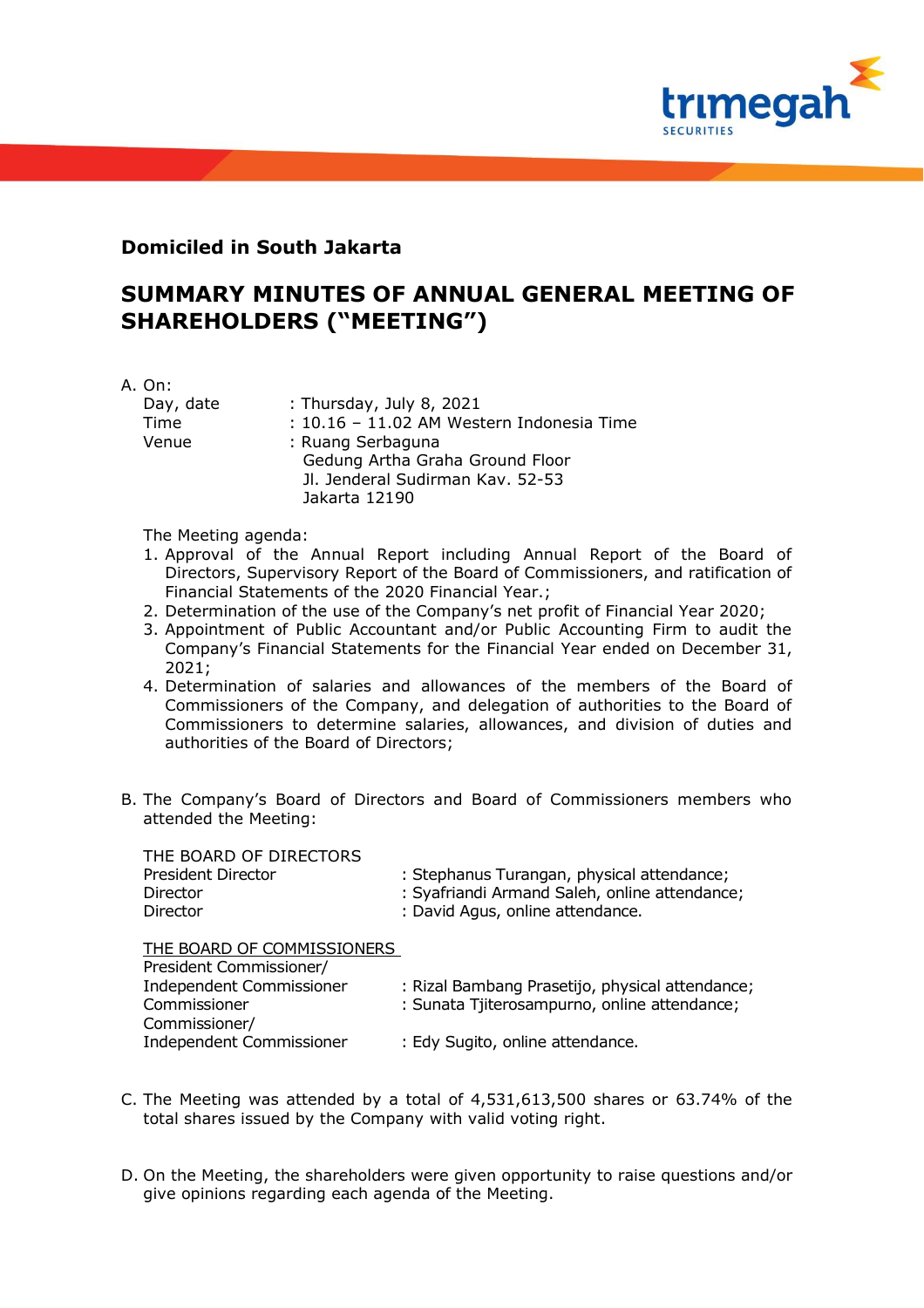**Domiciled in South Jakarta**

# SUMMARY MINUTES OF ANNUAL GENERAL MEETING OF SHAREHOLDERS ("MEETING")

A. On:

| | |
|---|---|
| Day, date | : Thursday, July 8, 2021 |
| Time | : 10.16 – 11.02 AM Western Indonesia Time |
| Venue | : Ruang Serbaguna<br>Gedung Artha Graha Ground Floor<br>Jl. Jenderal Sudirman Kav. 52-53<br>Jakarta 12190 |

The Meeting agenda:

1. Approval of the Annual Report including Annual Report of the Board of Directors, Supervisory Report of the Board of Commissioners, and ratification of Financial Statements of the 2020 Financial Year.;
2. Determination of the use of the Company's net profit of Financial Year 2020;
3. Appointment of Public Accountant and/or Public Accounting Firm to audit the Company's Financial Statements for the Financial Year ended on December 31, 2021;
4. Determination of salaries and allowances of the members of the Board of Commissioners of the Company, and delegation of authorities to the Board of Commissioners to determine salaries, allowances, and division of duties and authorities of the Board of Directors;

B. The Company's Board of Directors and Board of Commissioners members who attended the Meeting:

THE BOARD OF DIRECTORS

| | |
|---|---|
| President Director | : Stephanus Turangan, physical attendance; |
| Director | : Syafriandi Armand Saleh, online attendance; |
| Director | : David Agus, online attendance. |

<u>THE BOARD OF COMMISSIONERS</u>

| | |
|---|---|
| President Commissioner/ Independent Commissioner | : Rizal Bambang Prasetijo, physical attendance; |
| Commissioner | : Sunata Tjiterosampurno, online attendance; |
| Commissioner/ Independent Commissioner | : Edy Sugito, online attendance. |

C. The Meeting was attended by a total of 4,531,613,500 shares or 63.74% of the total shares issued by the Company with valid voting right.

D. On the Meeting, the shareholders were given opportunity to raise questions and/or give opinions regarding each agenda of the Meeting.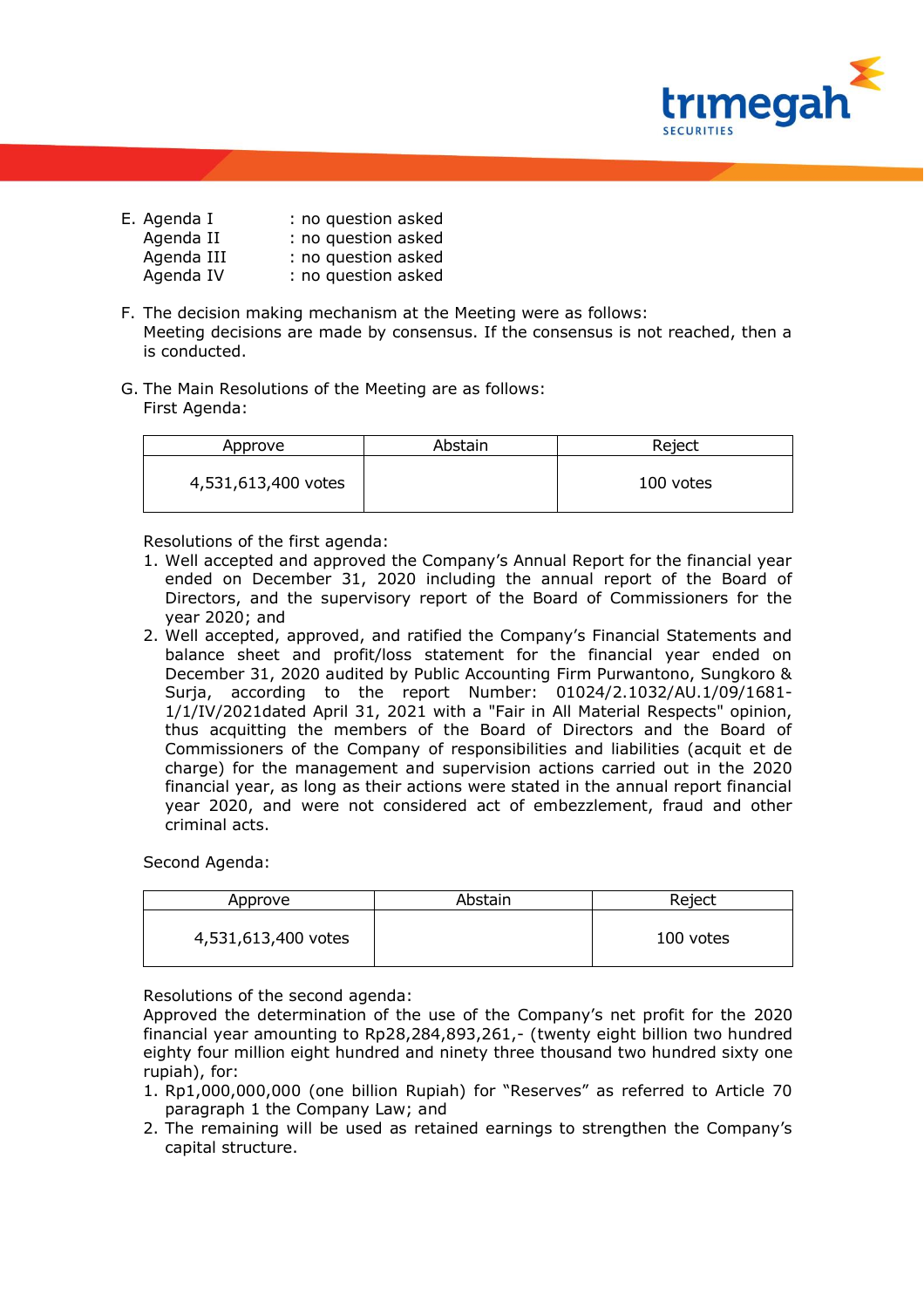E. Agenda I : no question asked
   Agenda II : no question asked
   Agenda III : no question asked
   Agenda IV : no question asked

F. The decision making mechanism at the Meeting were as follows:
   Meeting decisions are made by consensus. If the consensus is not reached, then a is conducted.

G. The Main Resolutions of the Meeting are as follows:
   First Agenda:

| Approve | Abstain | Reject |
|---|---|---|
| 4,531,613,400 votes | | 100 votes |

Resolutions of the first agenda:

1. Well accepted and approved the Company's Annual Report for the financial year ended on December 31, 2020 including the annual report of the Board of Directors, and the supervisory report of the Board of Commissioners for the year 2020; and
2. Well accepted, approved, and ratified the Company's Financial Statements and balance sheet and profit/loss statement for the financial year ended on December 31, 2020 audited by Public Accounting Firm Purwantono, Sungkoro & Surja, according to the report Number: 01024/2.1032/AU.1/09/1681-1/1/IV/2021dated April 31, 2021 with a "Fair in All Material Respects" opinion, thus acquitting the members of the Board of Directors and the Board of Commissioners of the Company of responsibilities and liabilities (acquit et de charge) for the management and supervision actions carried out in the 2020 financial year, as long as their actions were stated in the annual report financial year 2020, and were not considered act of embezzlement, fraud and other criminal acts.

Second Agenda:

| Approve | Abstain | Reject |
|---|---|---|
| 4,531,613,400 votes | | 100 votes |

Resolutions of the second agenda:
Approved the determination of the use of the Company's net profit for the 2020 financial year amounting to Rp28,284,893,261,- (twenty eight billion two hundred eighty four million eight hundred and ninety three thousand two hundred sixty one rupiah), for:

1. Rp1,000,000,000 (one billion Rupiah) for "Reserves" as referred to Article 70 paragraph 1 the Company Law; and
2. The remaining will be used as retained earnings to strengthen the Company's capital structure.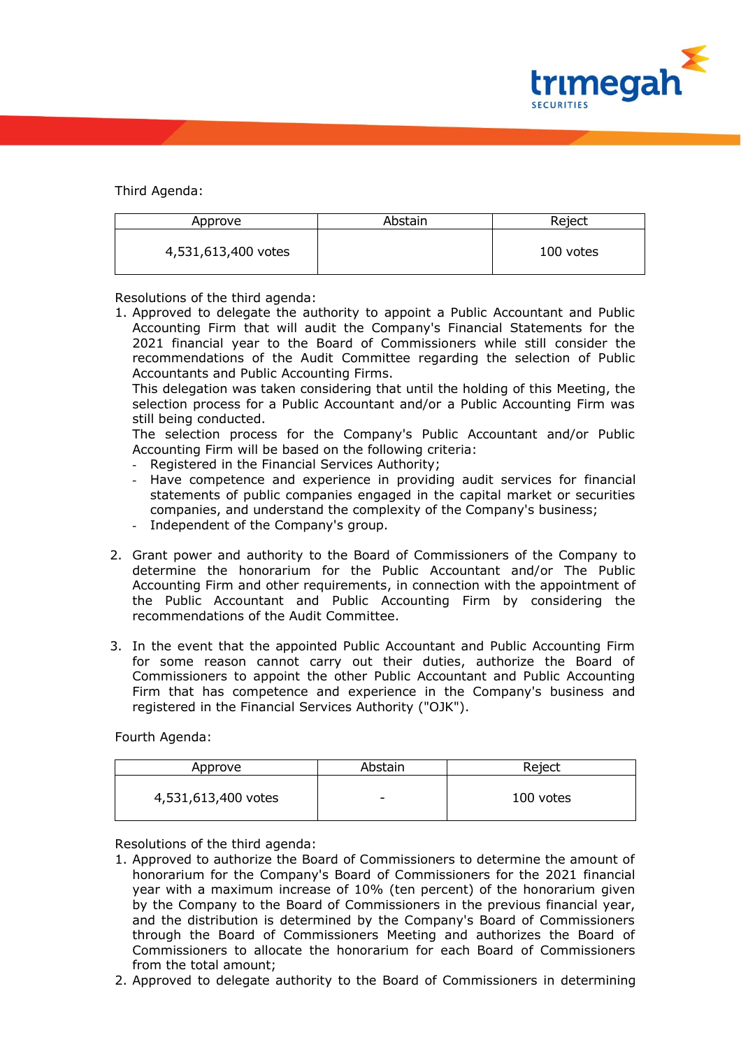Third Agenda:

| Approve | Abstain | Reject |
| --- | --- | --- |
| 4,531,613,400 votes | | 100 votes |

Resolutions of the third agenda:

1. Approved to delegate the authority to appoint a Public Accountant and Public Accounting Firm that will audit the Company's Financial Statements for the 2021 financial year to the Board of Commissioners while still consider the recommendations of the Audit Committee regarding the selection of Public Accountants and Public Accounting Firms.
   This delegation was taken considering that until the holding of this Meeting, the selection process for a Public Accountant and/or a Public Accounting Firm was still being conducted.
   The selection process for the Company's Public Accountant and/or Public Accounting Firm will be based on the following criteria:
   - Registered in the Financial Services Authority;
   - Have competence and experience in providing audit services for financial statements of public companies engaged in the capital market or securities companies, and understand the complexity of the Company's business;
   - Independent of the Company's group.

2. Grant power and authority to the Board of Commissioners of the Company to determine the honorarium for the Public Accountant and/or The Public Accounting Firm and other requirements, in connection with the appointment of the Public Accountant and Public Accounting Firm by considering the recommendations of the Audit Committee.

3. In the event that the appointed Public Accountant and Public Accounting Firm for some reason cannot carry out their duties, authorize the Board of Commissioners to appoint the other Public Accountant and Public Accounting Firm that has competence and experience in the Company's business and registered in the Financial Services Authority ("OJK").

Fourth Agenda:

| Approve | Abstain | Reject |
| --- | --- | --- |
| 4,531,613,400 votes | - | 100 votes |

Resolutions of the third agenda:

1. Approved to authorize the Board of Commissioners to determine the amount of honorarium for the Company's Board of Commissioners for the 2021 financial year with a maximum increase of 10% (ten percent) of the honorarium given by the Company to the Board of Commissioners in the previous financial year, and the distribution is determined by the Company's Board of Commissioners through the Board of Commissioners Meeting and authorizes the Board of Commissioners to allocate the honorarium for each Board of Commissioners from the total amount;
2. Approved to delegate authority to the Board of Commissioners in determining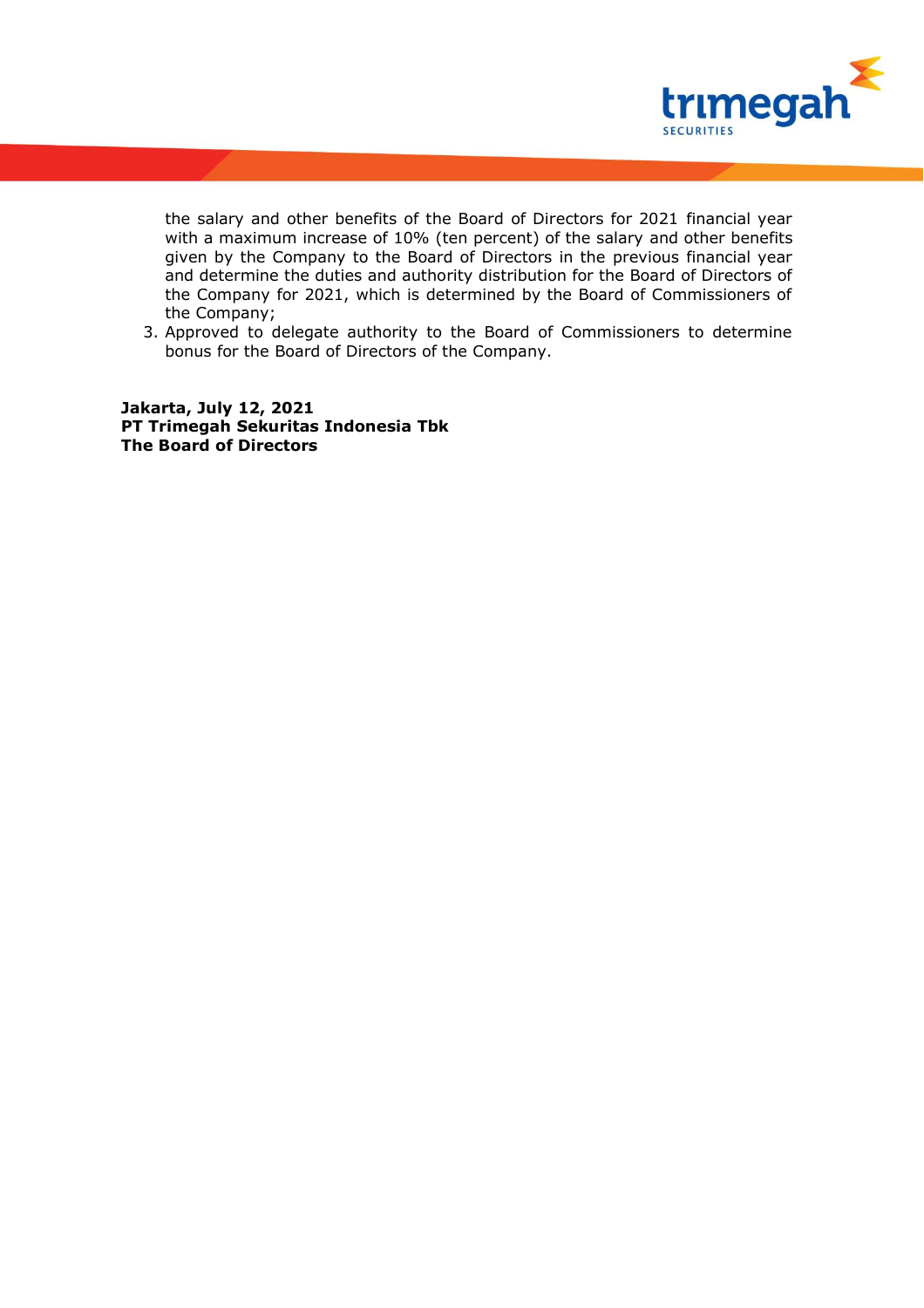the salary and other benefits of the Board of Directors for 2021 financial year with a maximum increase of 10% (ten percent) of the salary and other benefits given by the Company to the Board of Directors in the previous financial year and determine the duties and authority distribution for the Board of Directors of the Company for 2021, which is determined by the Board of Commissioners of the Company;

3. Approved to delegate authority to the Board of Commissioners to determine bonus for the Board of Directors of the Company.

**Jakarta, July 12, 2021**
**PT Trimegah Sekuritas Indonesia Tbk**
**The Board of Directors**